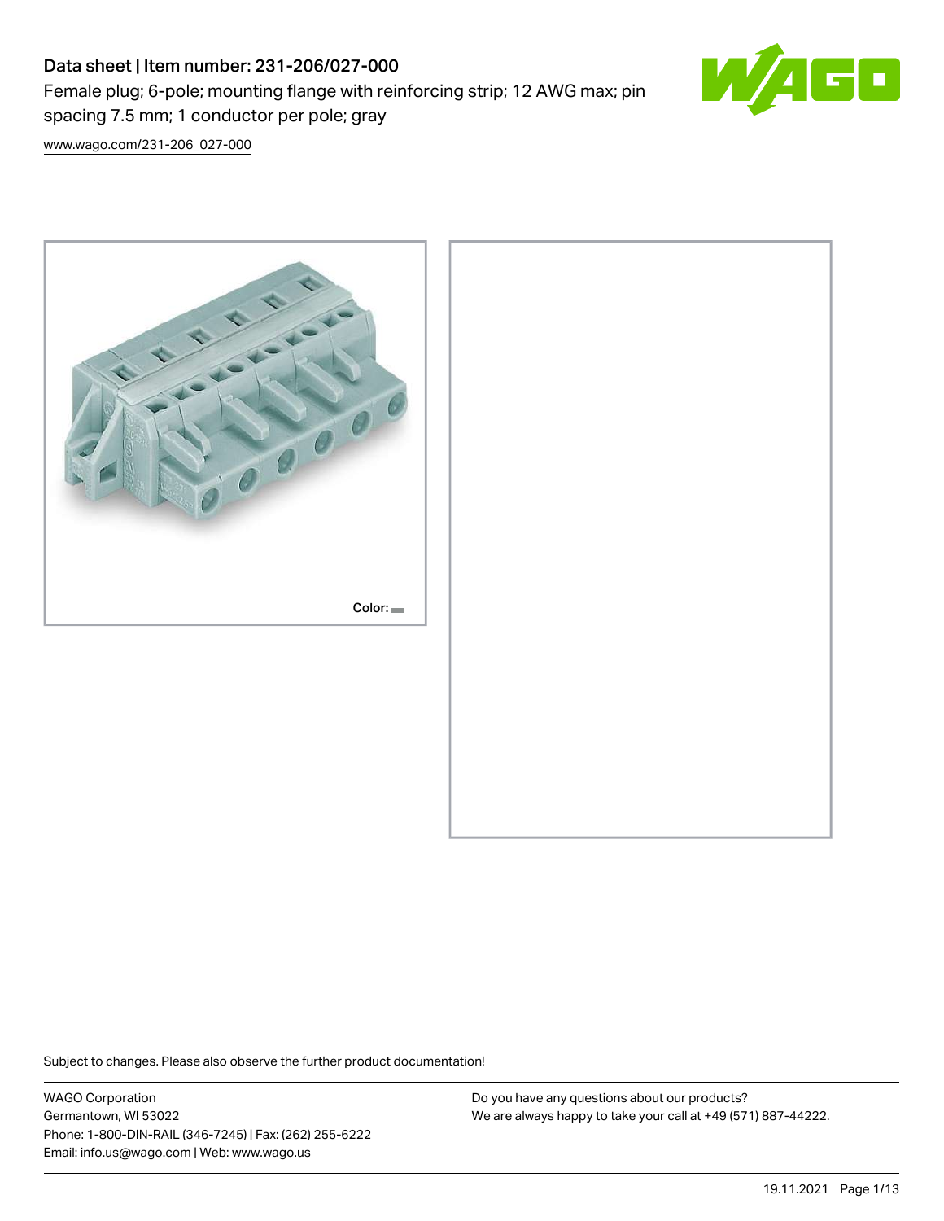# Data sheet | Item number: 231-206/027-000

Female plug; 6-pole; mounting flange with reinforcing strip; 12 AWG max; pin spacing 7.5 mm; 1 conductor per pole; gray

www.wago.com/231-206_027-000

Color:

Subject to changes. Please also observe the further product documentation!

WAGO Corporation
Germantown, WI 53022
Phone: 1-800-DIN-RAIL (346-7245) | Fax: (262) 255-6222
Email: info.us@wago.com | Web: www.wago.us

Do you have any questions about our products?
We are always happy to take your call at +49 (571) 887-44222.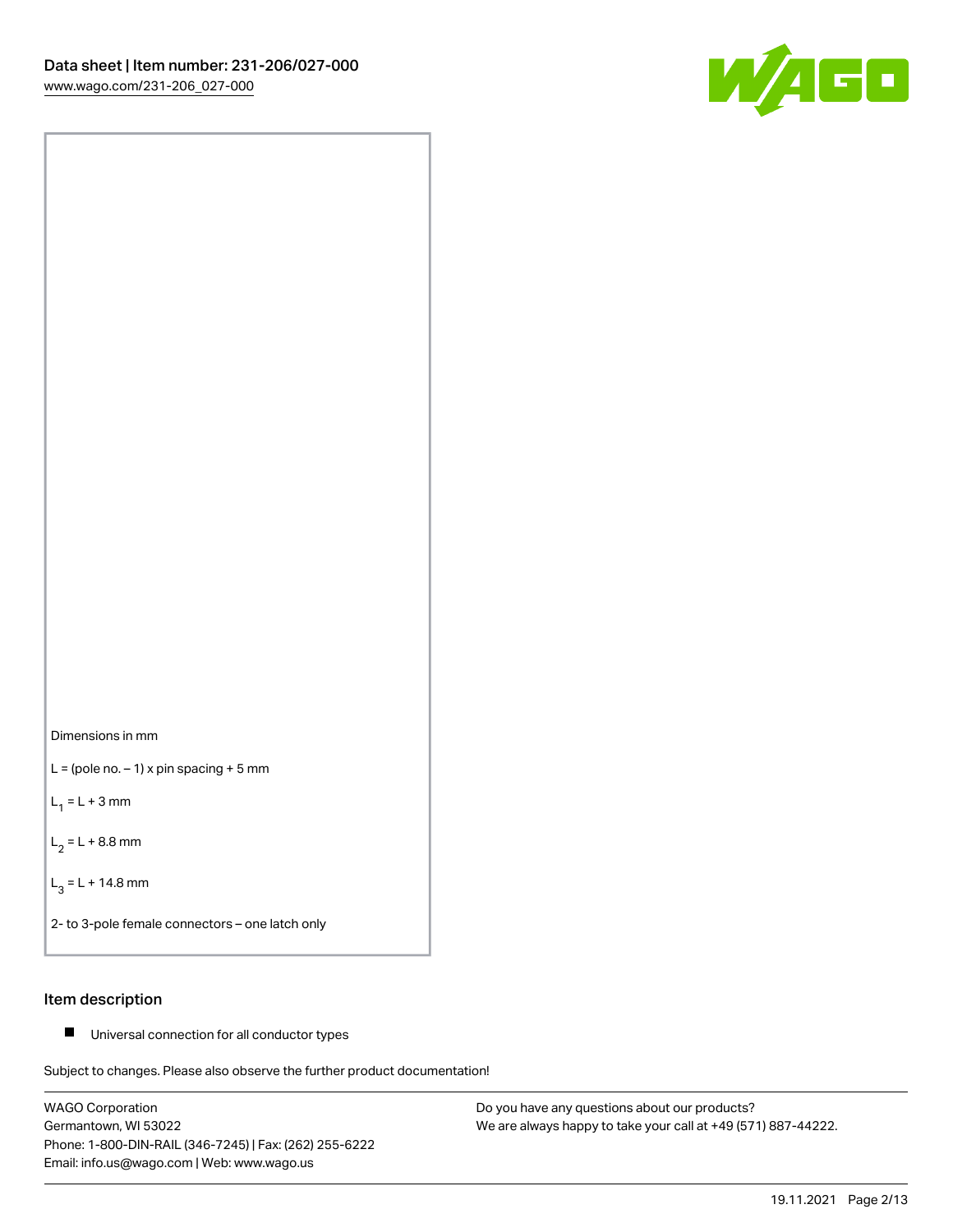Dimensions in mm

L = (pole no. – 1) x pin spacing + 5 mm

$L_1$ = L + 3 mm

$L_2$ = L + 8.8 mm

$L_3$ = L + 14.8 mm

2- to 3-pole female connectors – one latch only

## Item description

- Universal connection for all conductor types

Subject to changes. Please also observe the further product documentation!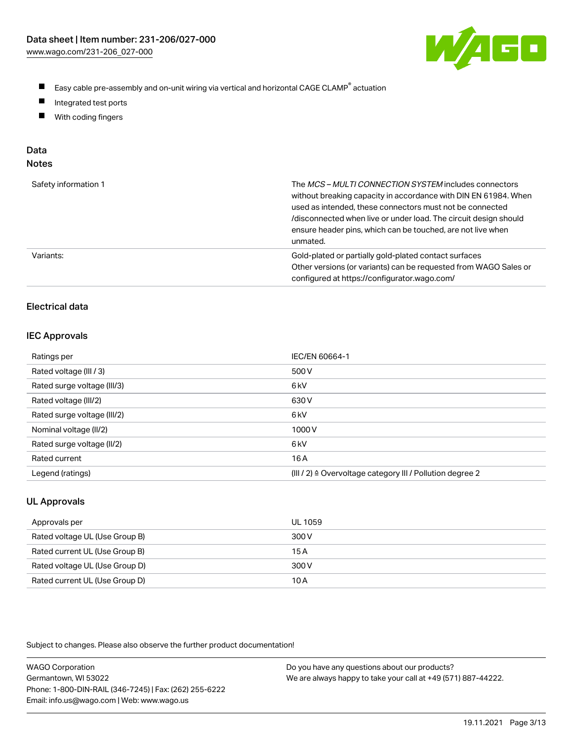- Easy cable pre-assembly and on-unit wiring via vertical and horizontal CAGE CLAMP® actuation
- Integrated test ports
- With coding fingers

## Data

### Notes

| | |
|---|---|
| Safety information 1 | The *MCS – MULTI CONNECTION SYSTEM* includes connectors without breaking capacity in accordance with DIN EN 61984. When used as intended, these connectors must not be connected /disconnected when live or under load. The circuit design should ensure header pins, which can be touched, are not live when unmated. |
| Variants: | Gold-plated or partially gold-plated contact surfaces<br>Other versions (or variants) can be requested from WAGO Sales or configured at https://configurator.wago.com/ |

## Electrical data

### IEC Approvals

| | |
|---|---|
| Ratings per | IEC/EN 60664-1 |
| Rated voltage (III / 3) | 500 V |
| Rated surge voltage (III/3) | 6 kV |
| Rated voltage (III/2) | 630 V |
| Rated surge voltage (III/2) | 6 kV |
| Nominal voltage (II/2) | 1000 V |
| Rated surge voltage (II/2) | 6 kV |
| Rated current | 16 A |
| Legend (ratings) | (III / 2) ≙ Overvoltage category III / Pollution degree 2 |

### UL Approvals

| | |
|---|---|
| Approvals per | UL 1059 |
| Rated voltage UL (Use Group B) | 300 V |
| Rated current UL (Use Group B) | 15 A |
| Rated voltage UL (Use Group D) | 300 V |
| Rated current UL (Use Group D) | 10 A |

Subject to changes. Please also observe the further product documentation!

WAGO Corporation
Germantown, WI 53022
Phone: 1-800-DIN-RAIL (346-7245) | Fax: (262) 255-6222
Email: info.us@wago.com | Web: www.wago.us

Do you have any questions about our products?
We are always happy to take your call at +49 (571) 887-44222.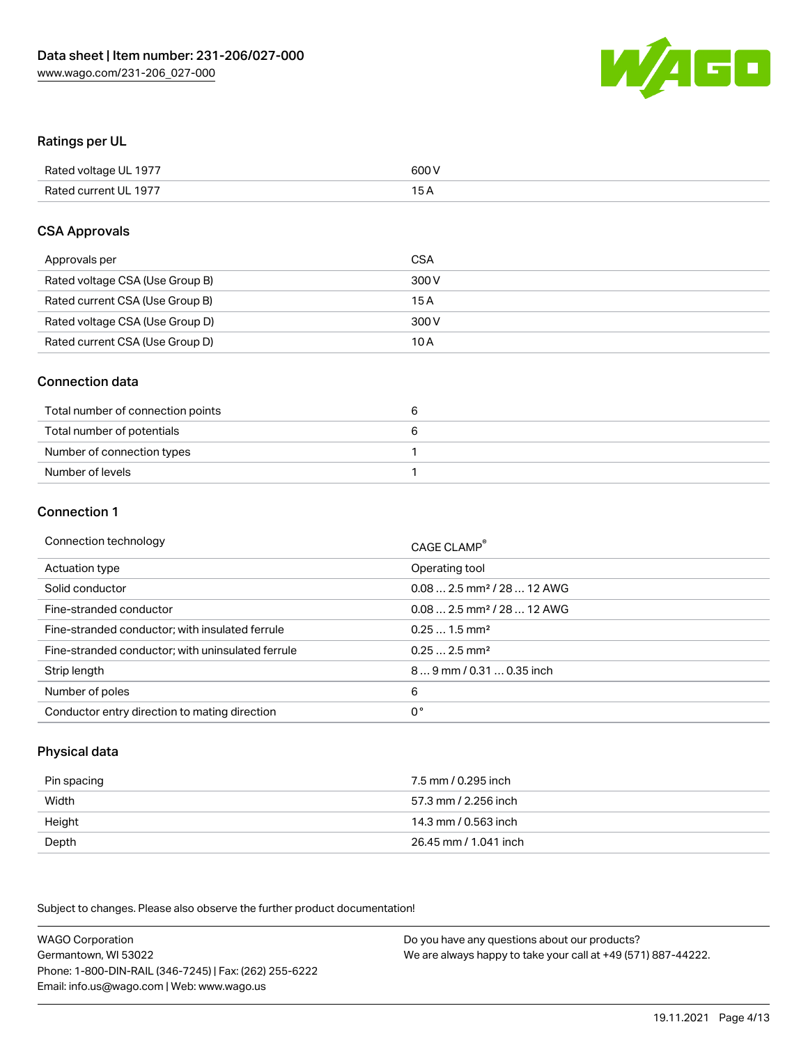## Ratings per UL

| | |
|---|---|
| Rated voltage UL 1977 | 600 V |
| Rated current UL 1977 | 15 A |

## CSA Approvals

| | |
|---|---|
| Approvals per | CSA |
| Rated voltage CSA (Use Group B) | 300 V |
| Rated current CSA (Use Group B) | 15 A |
| Rated voltage CSA (Use Group D) | 300 V |
| Rated current CSA (Use Group D) | 10 A |

## Connection data

| | |
|---|---|
| Total number of connection points | 6 |
| Total number of potentials | 6 |
| Number of connection types | 1 |
| Number of levels | 1 |

## Connection 1

| | |
|---|---|
| Connection technology | CAGE CLAMP® |
| Actuation type | Operating tool |
| Solid conductor | 0.08 … 2.5 mm² / 28 … 12 AWG |
| Fine-stranded conductor | 0.08 … 2.5 mm² / 28 … 12 AWG |
| Fine-stranded conductor; with insulated ferrule | 0.25 … 1.5 mm² |
| Fine-stranded conductor; with uninsulated ferrule | 0.25 … 2.5 mm² |
| Strip length | 8 … 9 mm / 0.31 … 0.35 inch |
| Number of poles | 6 |
| Conductor entry direction to mating direction | 0 ° |

## Physical data

| | |
|---|---|
| Pin spacing | 7.5 mm / 0.295 inch |
| Width | 57.3 mm / 2.256 inch |
| Height | 14.3 mm / 0.563 inch |
| Depth | 26.45 mm / 1.041 inch |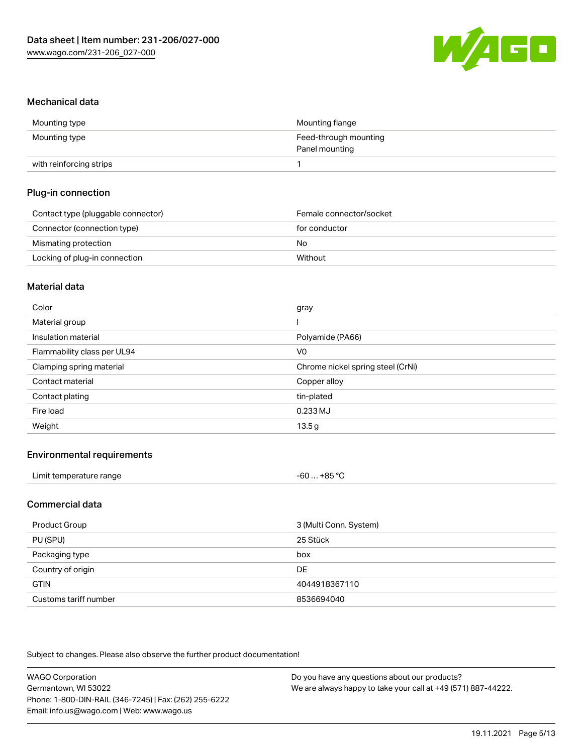## Mechanical data

| | |
|---|---|
| Mounting type | Mounting flange |
| Mounting type | Feed-through mounting<br>Panel mounting |
| with reinforcing strips | 1 |

## Plug-in connection

| | |
|---|---|
| Contact type (pluggable connector) | Female connector/socket |
| Connector (connection type) | for conductor |
| Mismating protection | No |
| Locking of plug-in connection | Without |

## Material data

| | |
|---|---|
| Color | gray |
| Material group | I |
| Insulation material | Polyamide (PA66) |
| Flammability class per UL94 | V0 |
| Clamping spring material | Chrome nickel spring steel (CrNi) |
| Contact material | Copper alloy |
| Contact plating | tin-plated |
| Fire load | 0.233 MJ |
| Weight | 13.5 g |

## Environmental requirements

| | |
|---|---|
| Limit temperature range | -60 … +85 °C |

## Commercial data

| | |
|---|---|
| Product Group | 3 (Multi Conn. System) |
| PU (SPU) | 25 Stück |
| Packaging type | box |
| Country of origin | DE |
| GTIN | 4044918367110 |
| Customs tariff number | 8536694040 |

Subject to changes. Please also observe the further product documentation!

WAGO Corporation
Germantown, WI 53022
Phone: 1-800-DIN-RAIL (346-7245) | Fax: (262) 255-6222
Email: info.us@wago.com | Web: www.wago.us

Do you have any questions about our products?
We are always happy to take your call at +49 (571) 887-44222.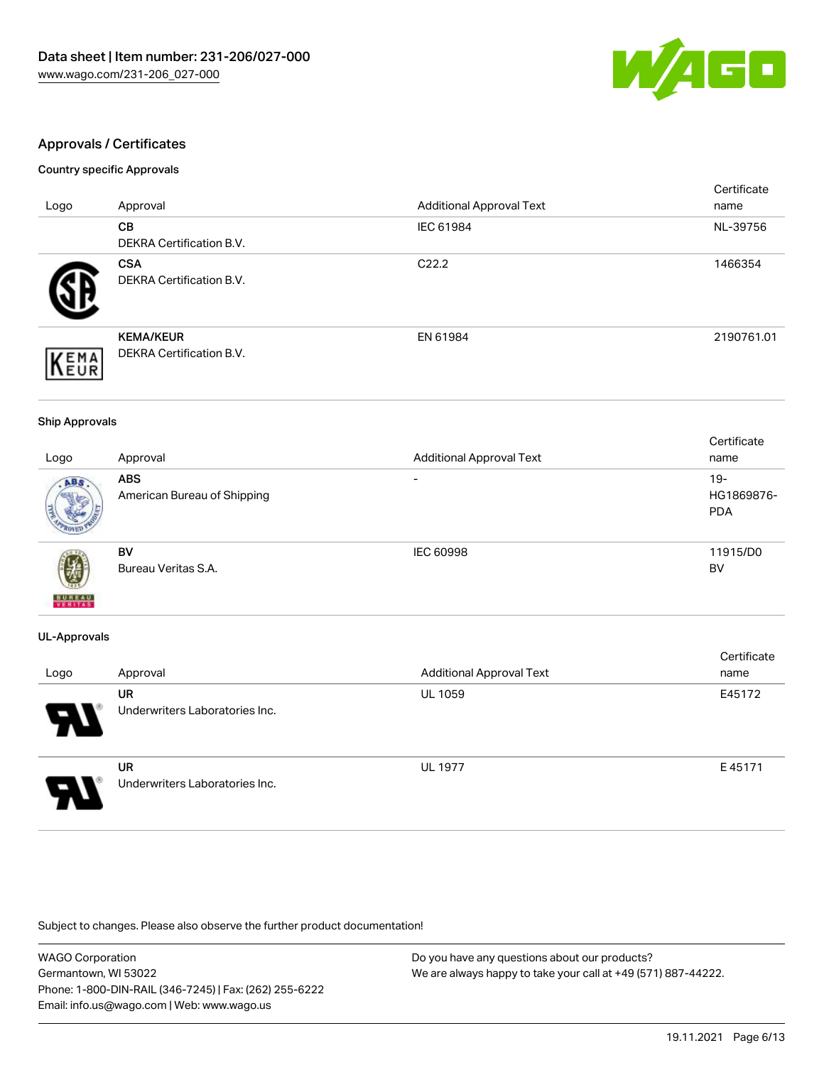## Approvals / Certificates

### Country specific Approvals

| Logo | Approval | Additional Approval Text | Certificate name |
|---|---|---|---|
| | **CB**<br>DEKRA Certification B.V. | IEC 61984 | NL-39756 |
| | **CSA**<br>DEKRA Certification B.V. | C22.2 | 1466354 |
| | **KEMA/KEUR**<br>DEKRA Certification B.V. | EN 61984 | 2190761.01 |

### Ship Approvals

| Logo | Approval | Additional Approval Text | Certificate name |
|---|---|---|---|
| | **ABS**<br>American Bureau of Shipping | - | 19-HG1869876-PDA |
| | **BV**<br>Bureau Veritas S.A. | IEC 60998 | 11915/D0 BV |

### UL-Approvals

| Logo | Approval | Additional Approval Text | Certificate name |
|---|---|---|---|
| | **UR**<br>Underwriters Laboratories Inc. | UL 1059 | E45172 |
| | **UR**<br>Underwriters Laboratories Inc. | UL 1977 | E 45171 |

Subject to changes. Please also observe the further product documentation!

WAGO Corporation
Germantown, WI 53022
Phone: 1-800-DIN-RAIL (346-7245) | Fax: (262) 255-6222
Email: info.us@wago.com | Web: www.wago.us

Do you have any questions about our products?
We are always happy to take your call at +49 (571) 887-44222.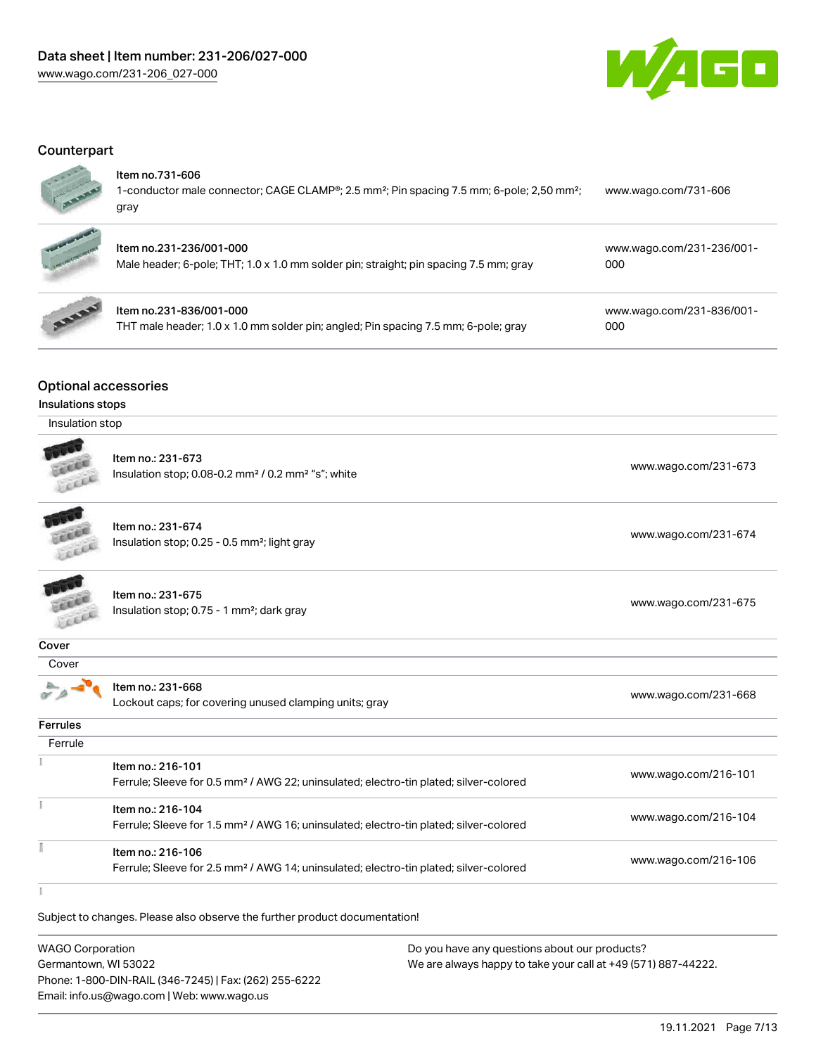## Counterpart

| Item | Link |
|---|---|
| Item no.731-606<br>1-conductor male connector; CAGE CLAMP®; 2.5 mm²; Pin spacing 7.5 mm; 6-pole; 2,50 mm²; gray | www.wago.com/731-606 |
| Item no.231-236/001-000<br>Male header; 6-pole; THT; 1.0 x 1.0 mm solder pin; straight; pin spacing 7.5 mm; gray | www.wago.com/231-236/001-000 |
| Item no.231-836/001-000<br>THT male header; 1.0 x 1.0 mm solder pin; angled; Pin spacing 7.5 mm; 6-pole; gray | www.wago.com/231-836/001-000 |

## Optional accessories

### Insulations stops

| Insulation stop | |
|---|---|
| Item no.: 231-673<br>Insulation stop; 0.08-0.2 mm² / 0.2 mm² "s"; white | www.wago.com/231-673 |
| Item no.: 231-674<br>Insulation stop; 0.25 - 0.5 mm²; light gray | www.wago.com/231-674 |
| Item no.: 231-675<br>Insulation stop; 0.75 - 1 mm²; dark gray | www.wago.com/231-675 |

### Cover

| Cover | |
|---|---|
| Item no.: 231-668<br>Lockout caps; for covering unused clamping units; gray | www.wago.com/231-668 |

### Ferrules

| Ferrule | |
|---|---|
| Item no.: 216-101<br>Ferrule; Sleeve for 0.5 mm² / AWG 22; uninsulated; electro-tin plated; silver-colored | www.wago.com/216-101 |
| Item no.: 216-104<br>Ferrule; Sleeve for 1.5 mm² / AWG 16; uninsulated; electro-tin plated; silver-colored | www.wago.com/216-104 |
| Item no.: 216-106<br>Ferrule; Sleeve for 2.5 mm² / AWG 14; uninsulated; electro-tin plated; silver-colored | www.wago.com/216-106 |

Subject to changes. Please also observe the further product documentation!

WAGO Corporation
Germantown, WI 53022
Phone: 1-800-DIN-RAIL (346-7245) | Fax: (262) 255-6222
Email: info.us@wago.com | Web: www.wago.us

Do you have any questions about our products?
We are always happy to take your call at +49 (571) 887-44222.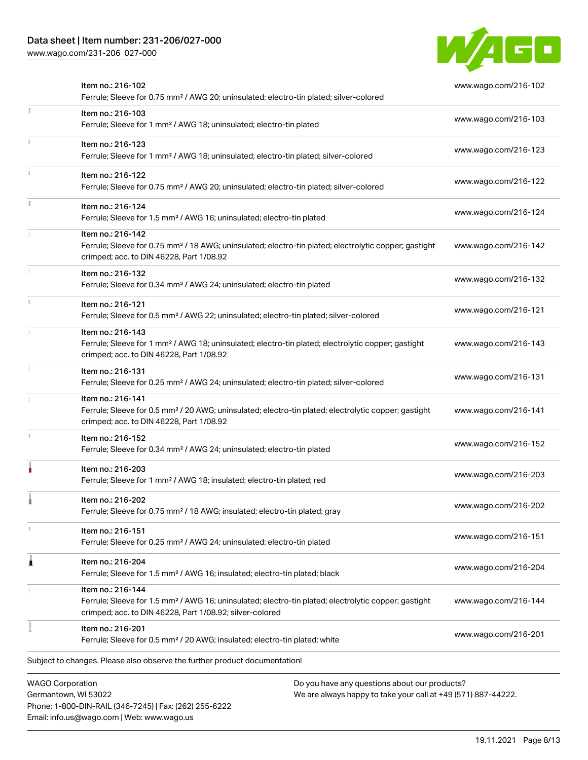| Item | Link |
| --- | --- |
| Item no.: 216-102<br>Ferrule; Sleeve for 0.75 mm² / AWG 20; uninsulated; electro-tin plated; silver-colored | www.wago.com/216-102 |
| Item no.: 216-103<br>Ferrule; Sleeve for 1 mm² / AWG 18; uninsulated; electro-tin plated | www.wago.com/216-103 |
| Item no.: 216-123<br>Ferrule; Sleeve for 1 mm² / AWG 18; uninsulated; electro-tin plated; silver-colored | www.wago.com/216-123 |
| Item no.: 216-122<br>Ferrule; Sleeve for 0.75 mm² / AWG 20; uninsulated; electro-tin plated; silver-colored | www.wago.com/216-122 |
| Item no.: 216-124<br>Ferrule; Sleeve for 1.5 mm² / AWG 16; uninsulated; electro-tin plated | www.wago.com/216-124 |
| Item no.: 216-142<br>Ferrule; Sleeve for 0.75 mm² / 18 AWG; uninsulated; electro-tin plated; electrolytic copper; gastight crimped; acc. to DIN 46228, Part 1/08.92 | www.wago.com/216-142 |
| Item no.: 216-132<br>Ferrule; Sleeve for 0.34 mm² / AWG 24; uninsulated; electro-tin plated | www.wago.com/216-132 |
| Item no.: 216-121<br>Ferrule; Sleeve for 0.5 mm² / AWG 22; uninsulated; electro-tin plated; silver-colored | www.wago.com/216-121 |
| Item no.: 216-143<br>Ferrule; Sleeve for 1 mm² / AWG 18; uninsulated; electro-tin plated; electrolytic copper; gastight crimped; acc. to DIN 46228, Part 1/08.92 | www.wago.com/216-143 |
| Item no.: 216-131<br>Ferrule; Sleeve for 0.25 mm² / AWG 24; uninsulated; electro-tin plated; silver-colored | www.wago.com/216-131 |
| Item no.: 216-141<br>Ferrule; Sleeve for 0.5 mm² / 20 AWG; uninsulated; electro-tin plated; electrolytic copper; gastight crimped; acc. to DIN 46228, Part 1/08.92 | www.wago.com/216-141 |
| Item no.: 216-152<br>Ferrule; Sleeve for 0.34 mm² / AWG 24; uninsulated; electro-tin plated | www.wago.com/216-152 |
| Item no.: 216-203<br>Ferrule; Sleeve for 1 mm² / AWG 18; insulated; electro-tin plated; red | www.wago.com/216-203 |
| Item no.: 216-202<br>Ferrule; Sleeve for 0.75 mm² / 18 AWG; insulated; electro-tin plated; gray | www.wago.com/216-202 |
| Item no.: 216-151<br>Ferrule; Sleeve for 0.25 mm² / AWG 24; uninsulated; electro-tin plated | www.wago.com/216-151 |
| Item no.: 216-204<br>Ferrule; Sleeve for 1.5 mm² / AWG 16; insulated; electro-tin plated; black | www.wago.com/216-204 |
| Item no.: 216-144<br>Ferrule; Sleeve for 1.5 mm² / AWG 16; uninsulated; electro-tin plated; electrolytic copper; gastight crimped; acc. to DIN 46228, Part 1/08.92; silver-colored | www.wago.com/216-144 |
| Item no.: 216-201<br>Ferrule; Sleeve for 0.5 mm² / 20 AWG; insulated; electro-tin plated; white | www.wago.com/216-201 |

Subject to changes. Please also observe the further product documentation!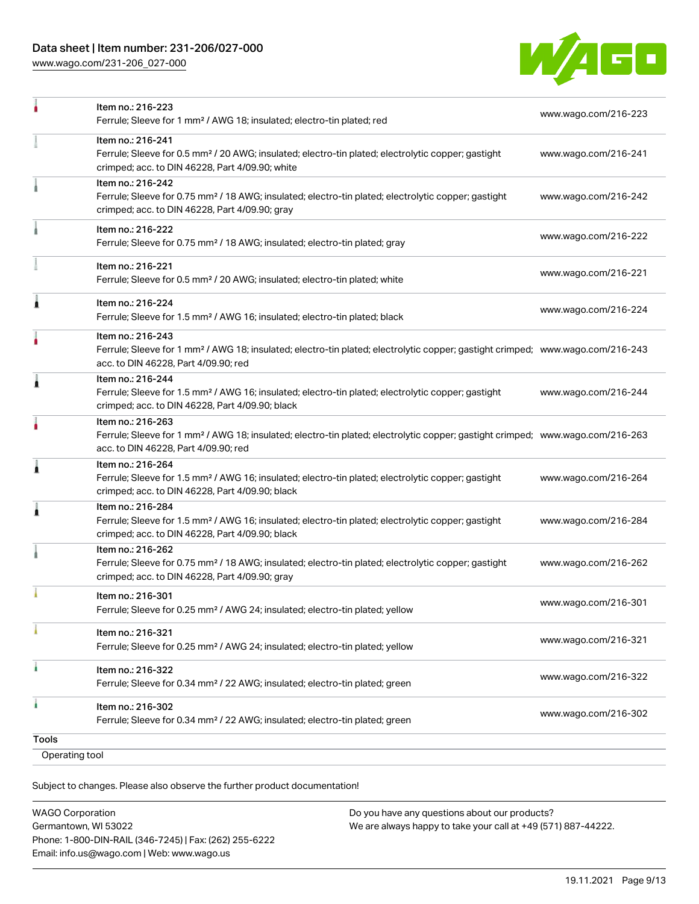| Item | Link |
| --- | --- |
| Item no.: 216-223<br>Ferrule; Sleeve for 1 mm² / AWG 18; insulated; electro-tin plated; red | www.wago.com/216-223 |
| Item no.: 216-241<br>Ferrule; Sleeve for 0.5 mm² / 20 AWG; insulated; electro-tin plated; electrolytic copper; gastight crimped; acc. to DIN 46228, Part 4/09.90; white | www.wago.com/216-241 |
| Item no.: 216-242<br>Ferrule; Sleeve for 0.75 mm² / 18 AWG; insulated; electro-tin plated; electrolytic copper; gastight crimped; acc. to DIN 46228, Part 4/09.90; gray | www.wago.com/216-242 |
| Item no.: 216-222<br>Ferrule; Sleeve for 0.75 mm² / 18 AWG; insulated; electro-tin plated; gray | www.wago.com/216-222 |
| Item no.: 216-221<br>Ferrule; Sleeve for 0.5 mm² / 20 AWG; insulated; electro-tin plated; white | www.wago.com/216-221 |
| Item no.: 216-224<br>Ferrule; Sleeve for 1.5 mm² / AWG 16; insulated; electro-tin plated; black | www.wago.com/216-224 |
| Item no.: 216-243<br>Ferrule; Sleeve for 1 mm² / AWG 18; insulated; electro-tin plated; electrolytic copper; gastight crimped; acc. to DIN 46228, Part 4/09.90; red | www.wago.com/216-243 |
| Item no.: 216-244<br>Ferrule; Sleeve for 1.5 mm² / AWG 16; insulated; electro-tin plated; electrolytic copper; gastight crimped; acc. to DIN 46228, Part 4/09.90; black | www.wago.com/216-244 |
| Item no.: 216-263<br>Ferrule; Sleeve for 1 mm² / AWG 18; insulated; electro-tin plated; electrolytic copper; gastight crimped; acc. to DIN 46228, Part 4/09.90; red | www.wago.com/216-263 |
| Item no.: 216-264<br>Ferrule; Sleeve for 1.5 mm² / AWG 16; insulated; electro-tin plated; electrolytic copper; gastight crimped; acc. to DIN 46228, Part 4/09.90; black | www.wago.com/216-264 |
| Item no.: 216-284<br>Ferrule; Sleeve for 1.5 mm² / AWG 16; insulated; electro-tin plated; electrolytic copper; gastight crimped; acc. to DIN 46228, Part 4/09.90; black | www.wago.com/216-284 |
| Item no.: 216-262<br>Ferrule; Sleeve for 0.75 mm² / 18 AWG; insulated; electro-tin plated; electrolytic copper; gastight crimped; acc. to DIN 46228, Part 4/09.90; gray | www.wago.com/216-262 |
| Item no.: 216-301<br>Ferrule; Sleeve for 0.25 mm² / AWG 24; insulated; electro-tin plated; yellow | www.wago.com/216-301 |
| Item no.: 216-321<br>Ferrule; Sleeve for 0.25 mm² / AWG 24; insulated; electro-tin plated; yellow | www.wago.com/216-321 |
| Item no.: 216-322<br>Ferrule; Sleeve for 0.34 mm² / 22 AWG; insulated; electro-tin plated; green | www.wago.com/216-322 |
| Item no.: 216-302<br>Ferrule; Sleeve for 0.34 mm² / 22 AWG; insulated; electro-tin plated; green | www.wago.com/216-302 |

## Tools

Operating tool

Subject to changes. Please also observe the further product documentation!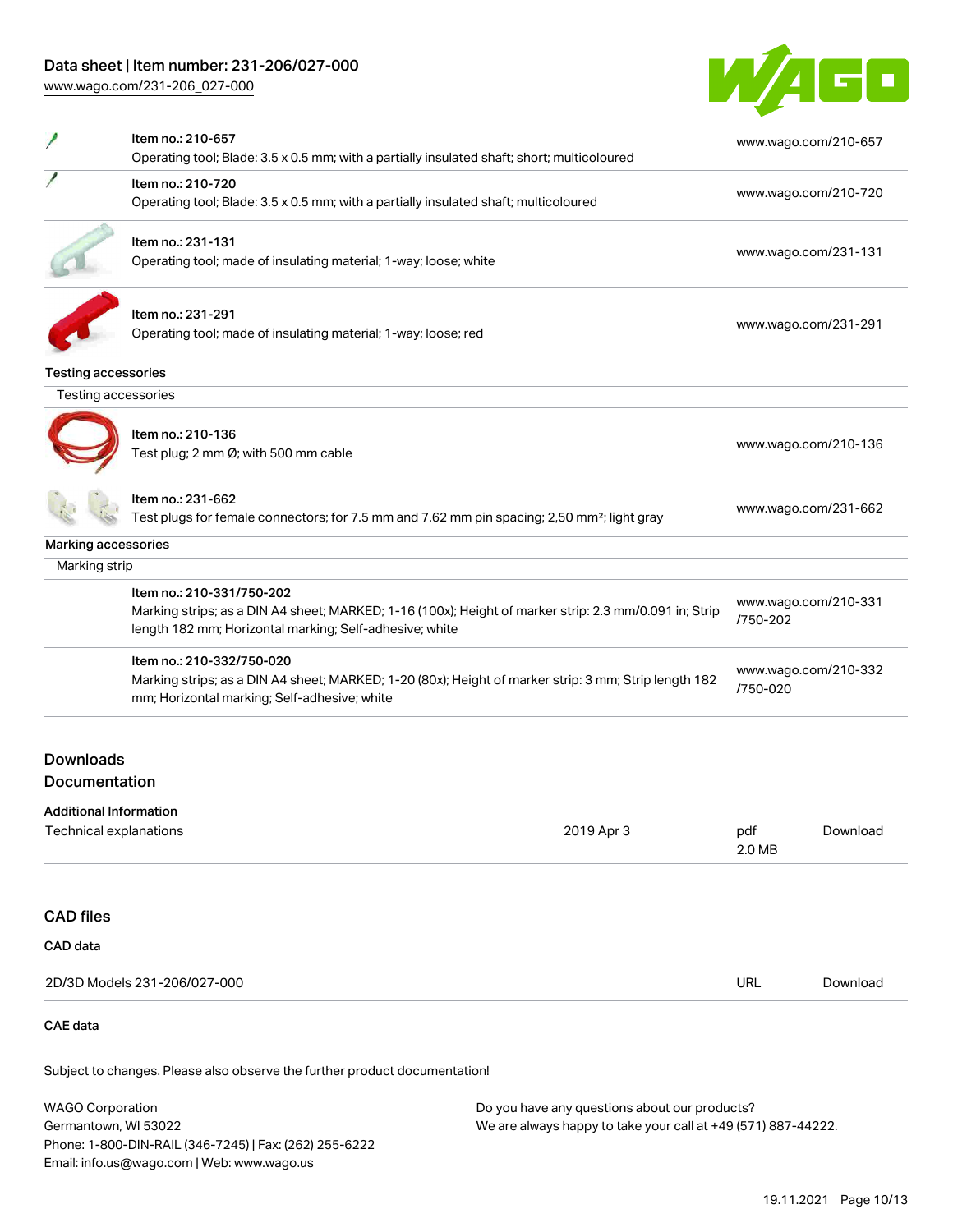| Item | Link |
| --- | --- |
| Item no.: 210-657<br>Operating tool; Blade: 3.5 x 0.5 mm; with a partially insulated shaft; short; multicoloured | www.wago.com/210-657 |
| Item no.: 210-720<br>Operating tool; Blade: 3.5 x 0.5 mm; with a partially insulated shaft; multicoloured | www.wago.com/210-720 |
| Item no.: 231-131<br>Operating tool; made of insulating material; 1-way; loose; white | www.wago.com/231-131 |
| Item no.: 231-291<br>Operating tool; made of insulating material; 1-way; loose; red | www.wago.com/231-291 |

**Testing accessories**

Testing accessories

| Item | Link |
| --- | --- |
| Item no.: 210-136<br>Test plug; 2 mm Ø; with 500 mm cable | www.wago.com/210-136 |
| Item no.: 231-662<br>Test plugs for female connectors; for 7.5 mm and 7.62 mm pin spacing; 2,50 mm²; light gray | www.wago.com/231-662 |

**Marking accessories**

Marking strip

| Item | Link |
| --- | --- |
| Item no.: 210-331/750-202<br>Marking strips; as a DIN A4 sheet; MARKED; 1-16 (100x); Height of marker strip: 2.3 mm/0.091 in; Strip length 182 mm; Horizontal marking; Self-adhesive; white | www.wago.com/210-331/750-202 |
| Item no.: 210-332/750-020<br>Marking strips; as a DIN A4 sheet; MARKED; 1-20 (80x); Height of marker strip: 3 mm; Strip length 182 mm; Horizontal marking; Self-adhesive; white | www.wago.com/210-332/750-020 |

## Downloads

### Documentation

**Additional Information**

| Technical explanations | 2019 Apr 3 | pdf<br>2.0 MB | Download |
| --- | --- | --- | --- |

## CAD files

**CAD data**

| 2D/3D Models 231-206/027-000 | URL | Download |
| --- | --- | --- |

**CAE data**

Subject to changes. Please also observe the further product documentation!

WAGO Corporation
Germantown, WI 53022
Phone: 1-800-DIN-RAIL (346-7245) | Fax: (262) 255-6222
Email: info.us@wago.com | Web: www.wago.us

Do you have any questions about our products?
We are always happy to take your call at +49 (571) 887-44222.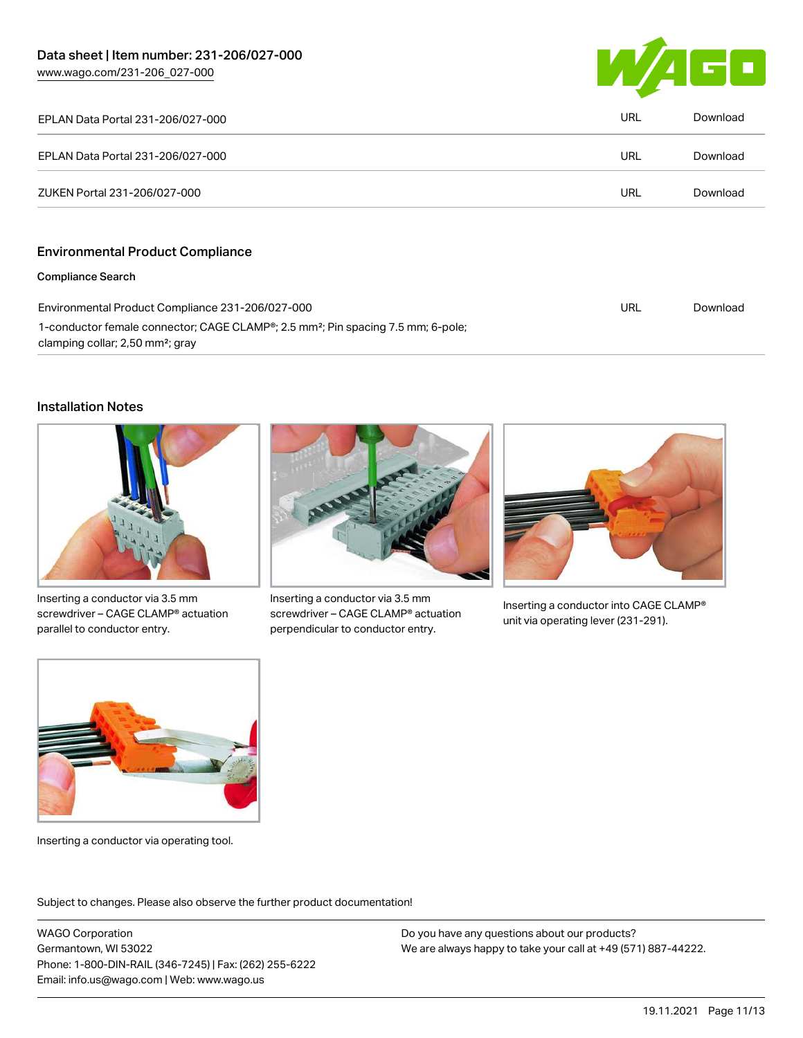| EPLAN Data Portal 231-206/027-000 | URL | Download |
| --- | --- | --- |
| EPLAN Data Portal 231-206/027-000 | URL | Download |
| ZUKEN Portal 231-206/027-000 | URL | Download |

## Environmental Product Compliance

### Compliance Search

| Environmental Product Compliance 231-206/027-000 | URL | Download |
| --- | --- | --- |
| 1-conductor female connector; CAGE CLAMP®; 2.5 mm²; Pin spacing 7.5 mm; 6-pole; clamping collar; 2,50 mm²; gray | | |

## Installation Notes

Inserting a conductor via 3.5 mm screwdriver – CAGE CLAMP® actuation parallel to conductor entry.

Inserting a conductor via 3.5 mm screwdriver – CAGE CLAMP® actuation perpendicular to conductor entry.

Inserting a conductor into CAGE CLAMP® unit via operating lever (231-291).

Inserting a conductor via operating tool.

Subject to changes. Please also observe the further product documentation!

WAGO Corporation
Germantown, WI 53022
Phone: 1-800-DIN-RAIL (346-7245) | Fax: (262) 255-6222
Email: info.us@wago.com | Web: www.wago.us

Do you have any questions about our products?
We are always happy to take your call at +49 (571) 887-44222.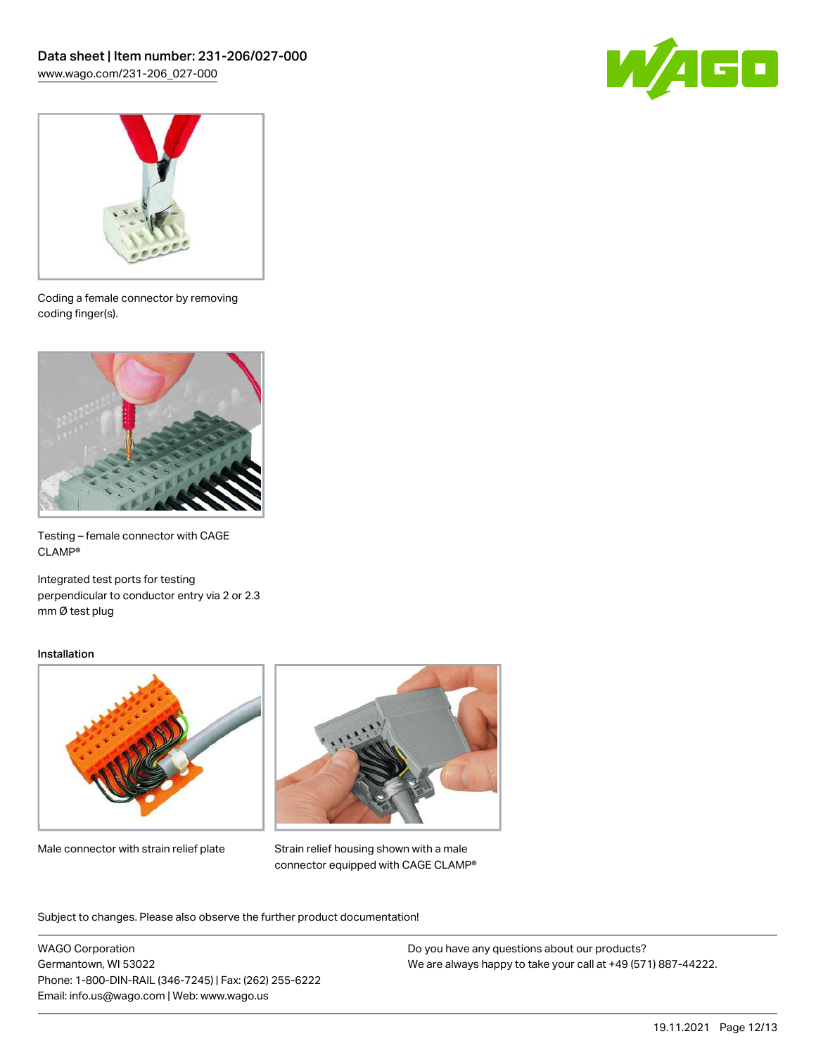Coding a female connector by removing coding finger(s).

Testing – female connector with CAGE CLAMP®

Integrated test ports for testing perpendicular to conductor entry via 2 or 2.3 mm Ø test plug

Installation

Male connector with strain relief plate

Strain relief housing shown with a male connector equipped with CAGE CLAMP®

Subject to changes. Please also observe the further product documentation!

WAGO Corporation
Germantown, WI 53022
Phone: 1-800-DIN-RAIL (346-7245) | Fax: (262) 255-6222
Email: info.us@wago.com | Web: www.wago.us

Do you have any questions about our products?
We are always happy to take your call at +49 (571) 887-44222.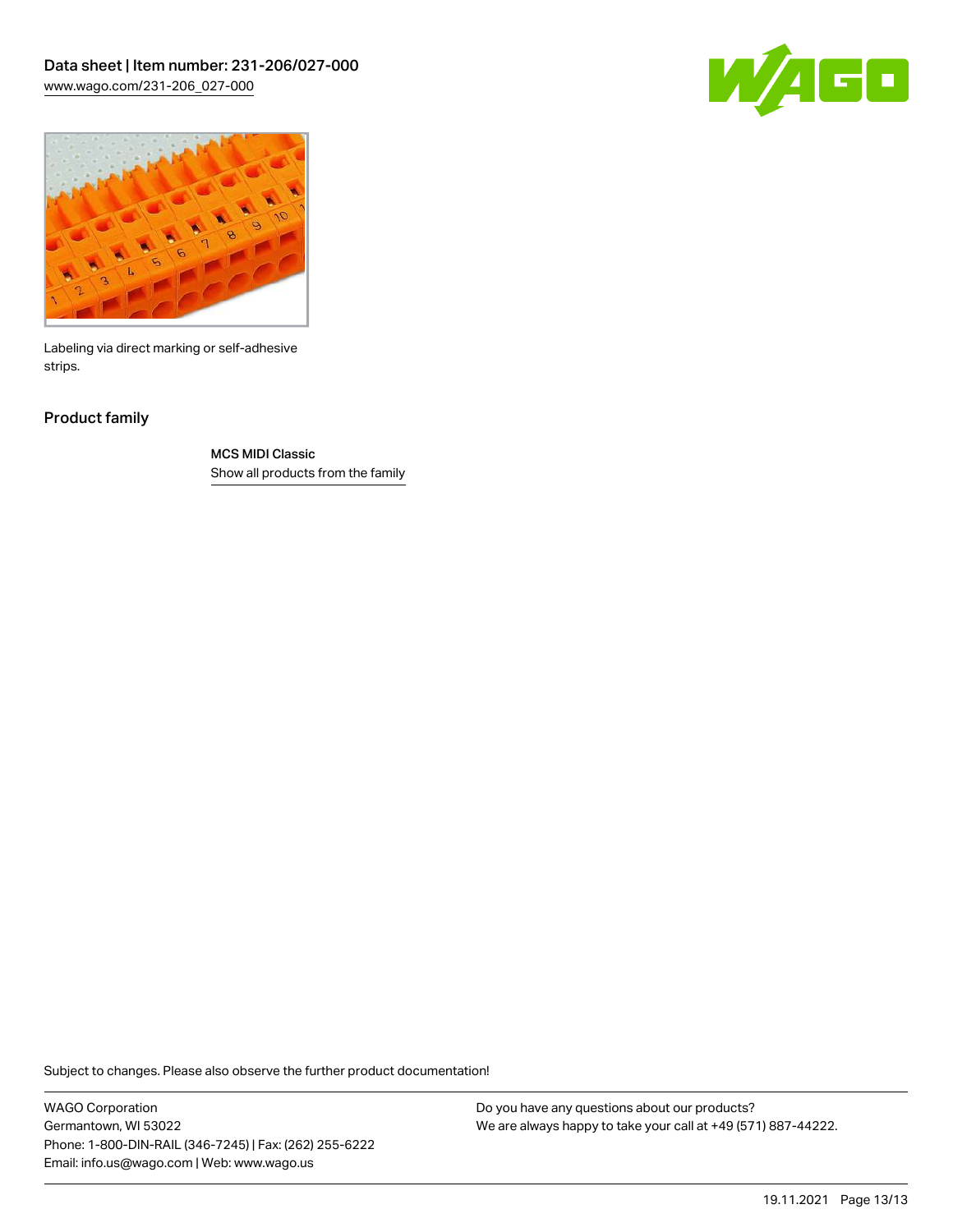Labeling via direct marking or self-adhesive strips.

## Product family

MCS MIDI Classic
Show all products from the family

Subject to changes. Please also observe the further product documentation!

WAGO Corporation
Germantown, WI 53022
Phone: 1-800-DIN-RAIL (346-7245) | Fax: (262) 255-6222
Email: info.us@wago.com | Web: www.wago.us

Do you have any questions about our products?
We are always happy to take your call at +49 (571) 887-44222.